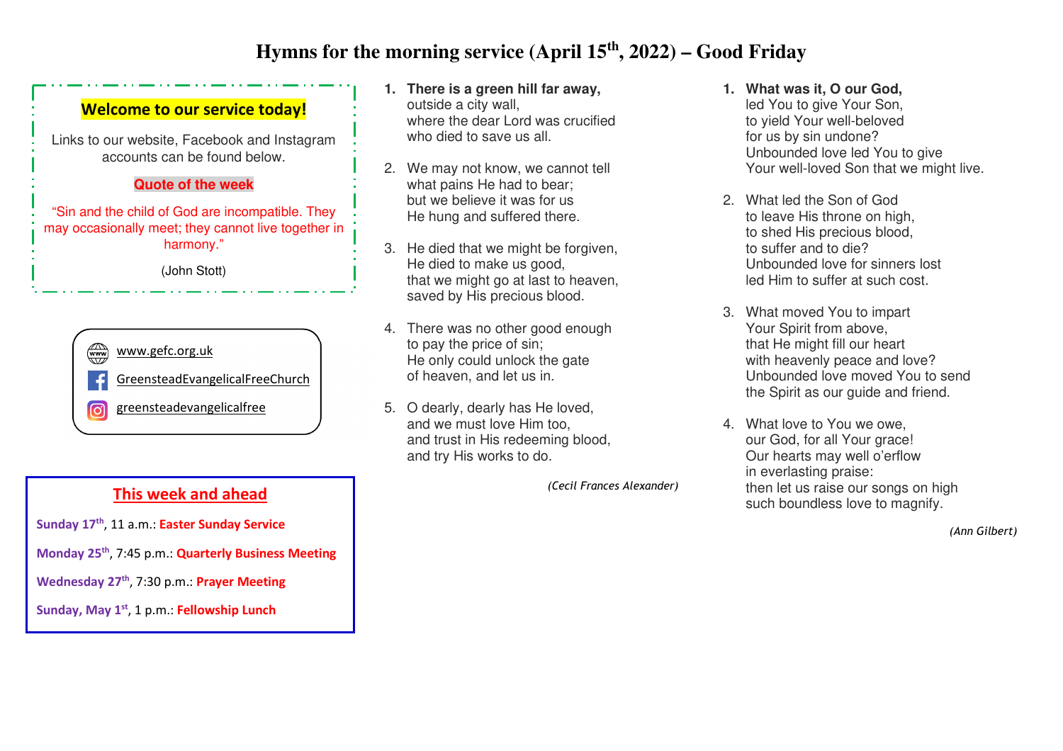# Hymns for the morning service (April 15th, 2022) – Good Friday

**Welcome to our service today!**

Links to our website, Facebook and Instagram accounts can be found below.

**Quote of the week**

"Sin and the child of God are incompatible. They may occasionally meet; they cannot live together in harmony."

(John Stott)

www.gefc.org.uk

GreensteadEvangelicalFreeChurch

greensteadevangelicalfree

## This week and ahead

**Sunday 17th**, 11 a.m.: **Easter Sunday Service**

**Monday 25th**, 7:45 p.m.: **Quarterly Business Meeting**

**Wednesday 27th**, 7:30 p.m.: **Prayer Meeting**

**Sunday, May 1st**, 1 p.m.: **Fellowship Lunch**

1. **There is a green hill far away,**
   outside a city wall,
   where the dear Lord was crucified
   who died to save us all.

2. We may not know, we cannot tell
   what pains He had to bear;
   but we believe it was for us
   He hung and suffered there.

3. He died that we might be forgiven,
   He died to make us good,
   that we might go at last to heaven,
   saved by His precious blood.

4. There was no other good enough
   to pay the price of sin;
   He only could unlock the gate
   of heaven, and let us in.

5. O dearly, dearly has He loved,
   and we must love Him too,
   and trust in His redeeming blood,
   and try His works to do.

*(Cecil Frances Alexander)*

1. **What was it, O our God,**
   led You to give Your Son,
   to yield Your well-beloved
   for us by sin undone?
   Unbounded love led You to give
   Your well-loved Son that we might live.

2. What led the Son of God
   to leave His throne on high,
   to shed His precious blood,
   to suffer and to die?
   Unbounded love for sinners lost
   led Him to suffer at such cost.

3. What moved You to impart
   Your Spirit from above,
   that He might fill our heart
   with heavenly peace and love?
   Unbounded love moved You to send
   the Spirit as our guide and friend.

4. What love to You we owe,
   our God, for all Your grace!
   Our hearts may well o'erflow
   in everlasting praise:
   then let us raise our songs on high
   such boundless love to magnify.

*(Ann Gilbert)*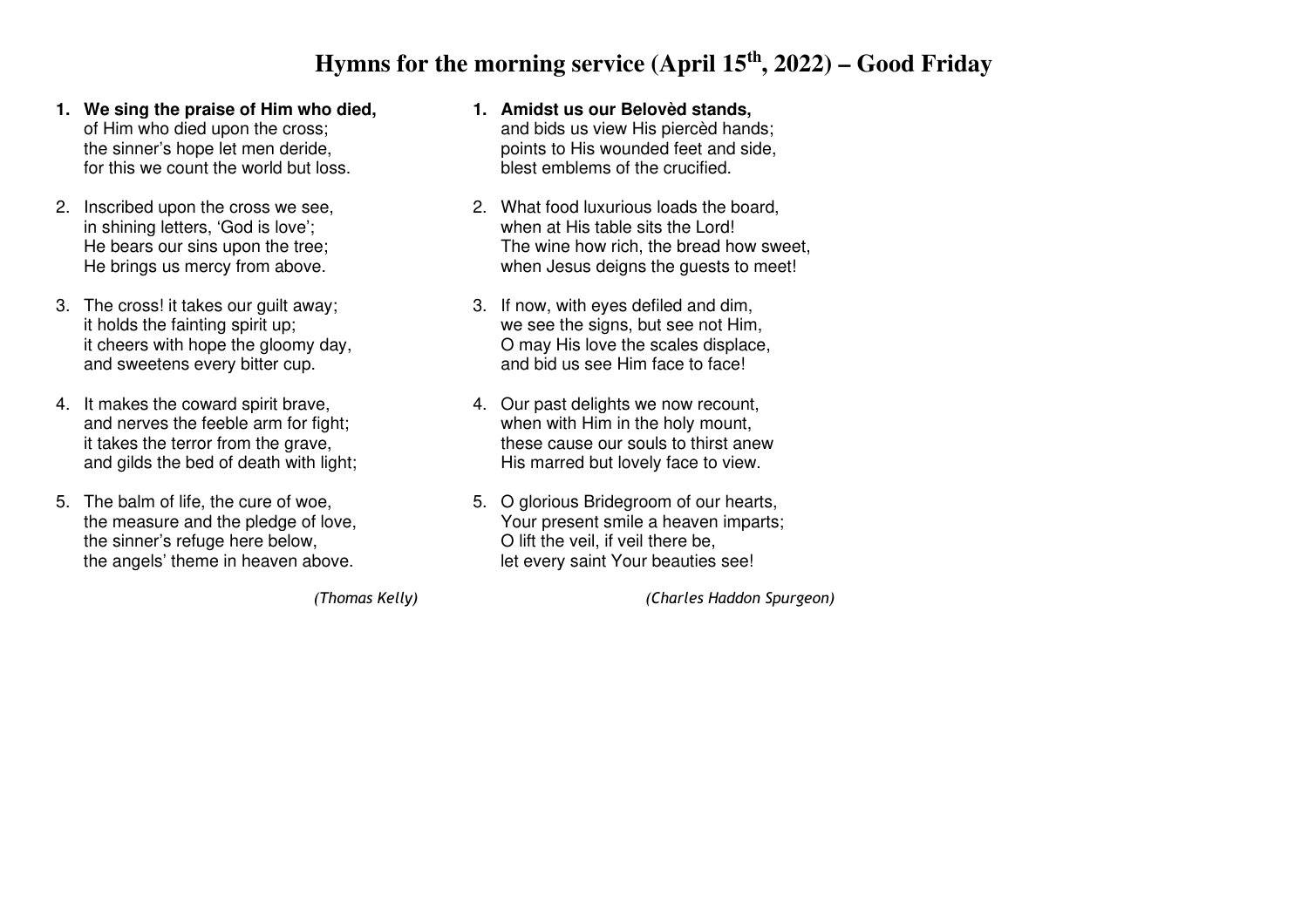# Hymns for the morning service (April 15th, 2022) – Good Friday

1. **We sing the praise of Him who died,**
   of Him who died upon the cross;
   the sinner's hope let men deride,
   for this we count the world but loss.

2. Inscribed upon the cross we see,
   in shining letters, 'God is love';
   He bears our sins upon the tree;
   He brings us mercy from above.

3. The cross! it takes our guilt away;
   it holds the fainting spirit up;
   it cheers with hope the gloomy day,
   and sweetens every bitter cup.

4. It makes the coward spirit brave,
   and nerves the feeble arm for fight;
   it takes the terror from the grave,
   and gilds the bed of death with light;

5. The balm of life, the cure of woe,
   the measure and the pledge of love,
   the sinner's refuge here below,
   the angels' theme in heaven above.

*(Thomas Kelly)*

1. **Amidst us our Belovèd stands,**
   and bids us view His piercèd hands;
   points to His wounded feet and side,
   blest emblems of the crucified.

2. What food luxurious loads the board,
   when at His table sits the Lord!
   The wine how rich, the bread how sweet,
   when Jesus deigns the guests to meet!

3. If now, with eyes defiled and dim,
   we see the signs, but see not Him,
   O may His love the scales displace,
   and bid us see Him face to face!

4. Our past delights we now recount,
   when with Him in the holy mount,
   these cause our souls to thirst anew
   His marred but lovely face to view.

5. O glorious Bridegroom of our hearts,
   Your present smile a heaven imparts;
   O lift the veil, if veil there be,
   let every saint Your beauties see!

*(Charles Haddon Spurgeon)*